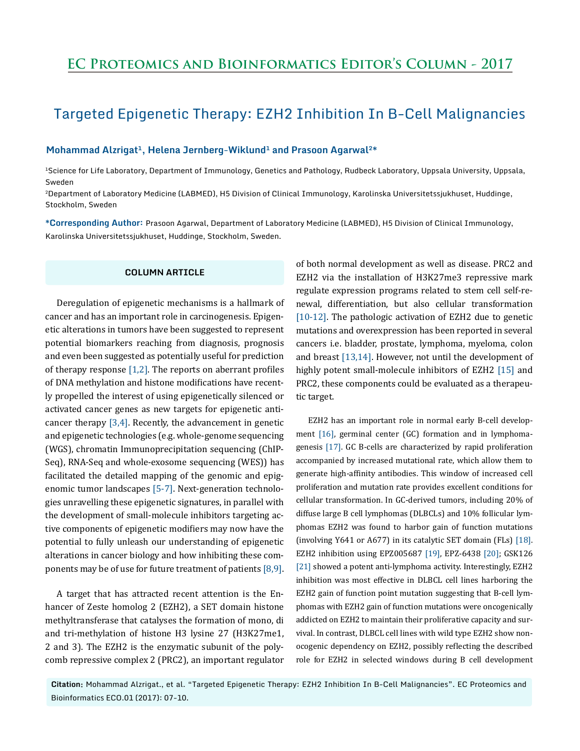# EC Proteomics and Bioinformatics Editor's Column - 2017

## Targeted Epigenetic Therapy: EZH2 Inhibition In B-Cell Malignancies

**Mohammad Alzrigat[1], Helena Jernberg-Wiklund[1] and Prasoon Agarwal[2]***

[1]Science for Life Laboratory, Department of Immunology, Genetics and Pathology, Rudbeck Laboratory, Uppsala University, Uppsala, Sweden

[2]Department of Laboratory Medicine (LABMED), H5 Division of Clinical Immunology, Karolinska Universitetssjukhuset, Huddinge, Stockholm, Sweden

***Corresponding Author:** Prasoon Agarwal, Department of Laboratory Medicine (LABMED), H5 Division of Clinical Immunology, Karolinska Universitetssjukhuset, Huddinge, Stockholm, Sweden.

### COLUMN ARTICLE

Deregulation of epigenetic mechanisms is a hallmark of cancer and has an important role in carcinogenesis. Epigenetic alterations in tumors have been suggested to represent potential biomarkers reaching from diagnosis, prognosis and even been suggested as potentially useful for prediction of therapy response [1,2]. The reports on aberrant profiles of DNA methylation and histone modifications have recently propelled the interest of using epigenetically silenced or activated cancer genes as new targets for epigenetic anticancer therapy [3,4]. Recently, the advancement in genetic and epigenetic technologies (e.g. whole-genome sequencing (WGS), chromatin Immunoprecipitation sequencing (ChIP-Seq), RNA-Seq and whole-exosome sequencing (WES)) has facilitated the detailed mapping of the genomic and epigenomic tumor landscapes [5-7]. Next-generation technologies unravelling these epigenetic signatures, in parallel with the development of small-molecule inhibitors targeting active components of epigenetic modifiers may now have the potential to fully unleash our understanding of epigenetic alterations in cancer biology and how inhibiting these components may be of use for future treatment of patients [8,9].

A target that has attracted recent attention is the Enhancer of Zeste homolog 2 (EZH2), a SET domain histone methyltransferase that catalyses the formation of mono, di and tri-methylation of histone H3 lysine 27 (H3K27me1, 2 and 3). The EZH2 is the enzymatic subunit of the polycomb repressive complex 2 (PRC2), an important regulator of both normal development as well as disease. PRC2 and EZH2 via the installation of H3K27me3 repressive mark regulate expression programs related to stem cell self-renewal, differentiation, but also cellular transformation [10-12]. The pathologic activation of EZH2 due to genetic mutations and overexpression has been reported in several cancers i.e. bladder, prostate, lymphoma, myeloma, colon and breast [13,14]. However, not until the development of highly potent small-molecule inhibitors of EZH2 [15] and PRC2, these components could be evaluated as a therapeutic target.

EZH2 has an important role in normal early B-cell development [16], germinal center (GC) formation and in lymphomagenesis [17]. GC B-cells are characterized by rapid proliferation accompanied by increased mutational rate, which allow them to generate high-affinity antibodies. This window of increased cell proliferation and mutation rate provides excellent conditions for cellular transformation. In GC-derived tumors, including 20% of diffuse large B cell lymphomas (DLBCLs) and 10% follicular lymphomas EZH2 was found to harbor gain of function mutations (involving Y641 or A677) in its catalytic SET domain (FLs) [18]. EZH2 inhibition using EPZ005687 [19], EPZ-6438 [20]; GSK126 [21] showed a potent anti-lymphoma activity. Interestingly, EZH2 inhibition was most effective in DLBCL cell lines harboring the EZH2 gain of function point mutation suggesting that B-cell lymphomas with EZH2 gain of function mutations were oncogenically addicted on EZH2 to maintain their proliferative capacity and survival. In contrast, DLBCL cell lines with wild type EZH2 show non-ocogenic dependency on EZH2, possibly reflecting the described role for EZH2 in selected windows during B cell development

**Citation:** Mohammad Alzrigat., et al. "Targeted Epigenetic Therapy: EZH2 Inhibition In B-Cell Malignancies". EC Proteomics and Bioinformatics ECO.01 (2017): 07-10.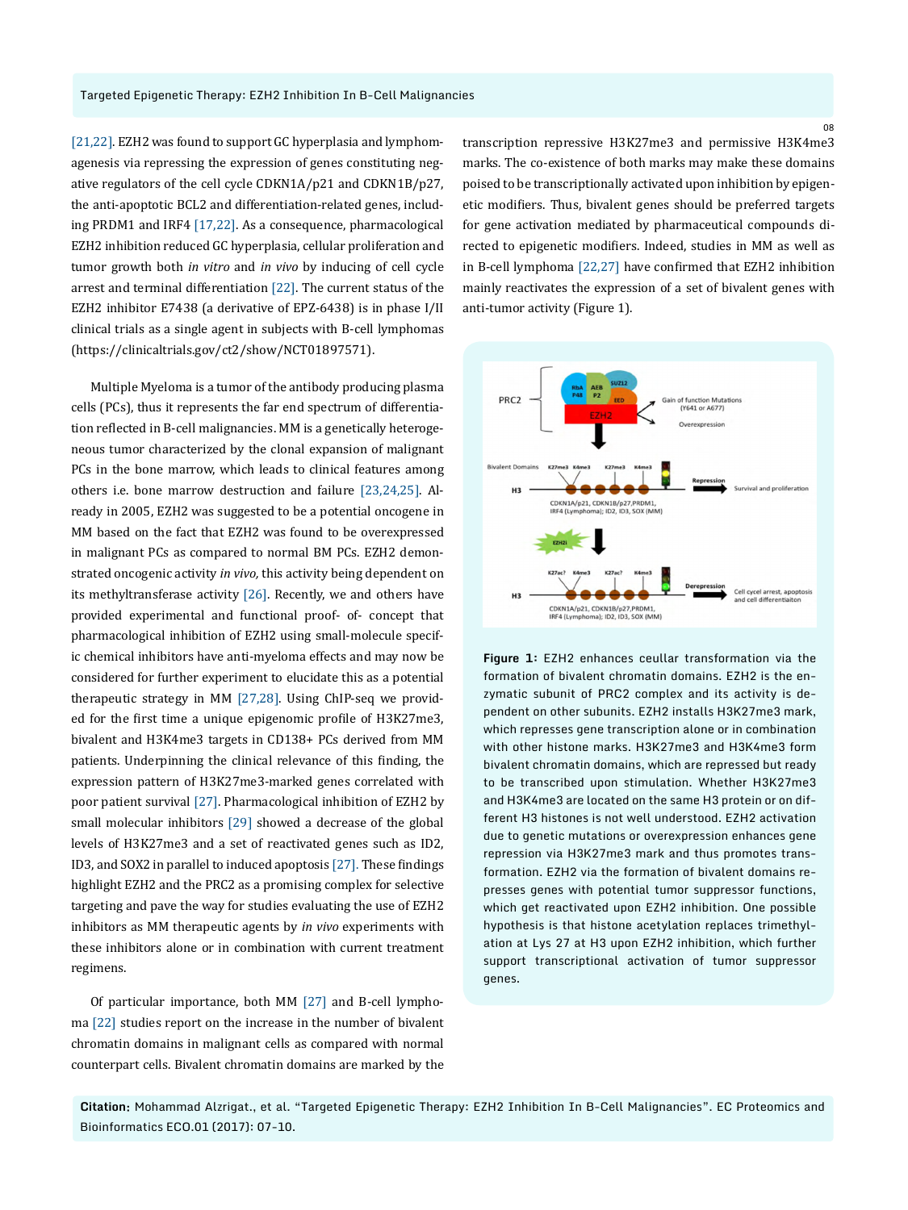[21,22]. EZH2 was found to support GC hyperplasia and lymphomagenesis via repressing the expression of genes constituting negative regulators of the cell cycle CDKN1A/p21 and CDKN1B/p27, the anti-apoptotic BCL2 and differentiation-related genes, including PRDM1 and IRF4 [17,22]. As a consequence, pharmacological EZH2 inhibition reduced GC hyperplasia, cellular proliferation and tumor growth both *in vitro* and *in vivo* by inducing of cell cycle arrest and terminal differentiation [22]. The current status of the EZH2 inhibitor E7438 (a derivative of EPZ-6438) is in phase I/II clinical trials as a single agent in subjects with B-cell lymphomas (https://clinicaltrials.gov/ct2/show/NCT01897571).

Multiple Myeloma is a tumor of the antibody producing plasma cells (PCs), thus it represents the far end spectrum of differentiation reflected in B-cell malignancies. MM is a genetically heterogeneous tumor characterized by the clonal expansion of malignant PCs in the bone marrow, which leads to clinical features among others i.e. bone marrow destruction and failure [23,24,25]. Already in 2005, EZH2 was suggested to be a potential oncogene in MM based on the fact that EZH2 was found to be overexpressed in malignant PCs as compared to normal BM PCs. EZH2 demonstrated oncogenic activity *in vivo,* this activity being dependent on its methyltransferase activity [26]. Recently, we and others have provided experimental and functional proof- of- concept that pharmacological inhibition of EZH2 using small-molecule specific chemical inhibitors have anti-myeloma effects and may now be considered for further experiment to elucidate this as a potential therapeutic strategy in MM [27,28]. Using ChIP-seq we provided for the first time a unique epigenomic profile of H3K27me3, bivalent and H3K4me3 targets in CD138+ PCs derived from MM patients. Underpinning the clinical relevance of this finding, the expression pattern of H3K27me3-marked genes correlated with poor patient survival [27]. Pharmacological inhibition of EZH2 by small molecular inhibitors [29] showed a decrease of the global levels of H3K27me3 and a set of reactivated genes such as ID2, ID3, and SOX2 in parallel to induced apoptosis [27]. These findings highlight EZH2 and the PRC2 as a promising complex for selective targeting and pave the way for studies evaluating the use of EZH2 inhibitors as MM therapeutic agents by *in vivo* experiments with these inhibitors alone or in combination with current treatment regimens.

Of particular importance, both MM [27] and B-cell lymphoma [22] studies report on the increase in the number of bivalent chromatin domains in malignant cells as compared with normal counterpart cells. Bivalent chromatin domains are marked by the transcription repressive H3K27me3 and permissive H3K4me3 marks. The co-existence of both marks may make these domains poised to be transcriptionally activated upon inhibition by epigenetic modifiers. Thus, bivalent genes should be preferred targets for gene activation mediated by pharmaceutical compounds directed to epigenetic modifiers. Indeed, studies in MM as well as in B-cell lymphoma [22,27] have confirmed that EZH2 inhibition mainly reactivates the expression of a set of bivalent genes with anti-tumor activity (Figure 1).

PRC2
RbA P48
AEB P2
SUZ12
EED
EZH2
Gain of function Mutations (Y641 or A677)
Overexpression
Bivalent Domains
K27me3 K4me3 K27me3 K4me3
H3
Repression
Survival and proliferation
CDKN1A/p21, CDKN1B/p27,PRDM1, IRF4 (Lymphoma); ID2, ID3, SOX (MM)
EZH2i
K27ac? K4me3 K27ac? K4me3
H3
Derepression
Cell cycel arrest, apoptosis and cell differentiaiton
CDKN1A/p21, CDKN1B/p27,PRDM1, IRF4 (Lymphoma); ID2, ID3, SOX (MM)

**Figure 1:** EZH2 enhances ceullar transformation via the formation of bivalent chromatin domains. EZH2 is the enzymatic subunit of PRC2 complex and its activity is dependent on other subunits. EZH2 installs H3K27me3 mark, which represses gene transcription alone or in combination with other histone marks. H3K27me3 and H3K4me3 form bivalent chromatin domains, which are repressed but ready to be transcribed upon stimulation. Whether H3K27me3 and H3K4me3 are located on the same H3 protein or on different H3 histones is not well understood. EZH2 activation due to genetic mutations or overexpression enhances gene repression via H3K27me3 mark and thus promotes transformation. EZH2 via the formation of bivalent domains represses genes with potential tumor suppressor functions, which get reactivated upon EZH2 inhibition. One possible hypothesis is that histone acetylation replaces trimethylation at Lys 27 at H3 upon EZH2 inhibition, which further support transcriptional activation of tumor suppressor genes.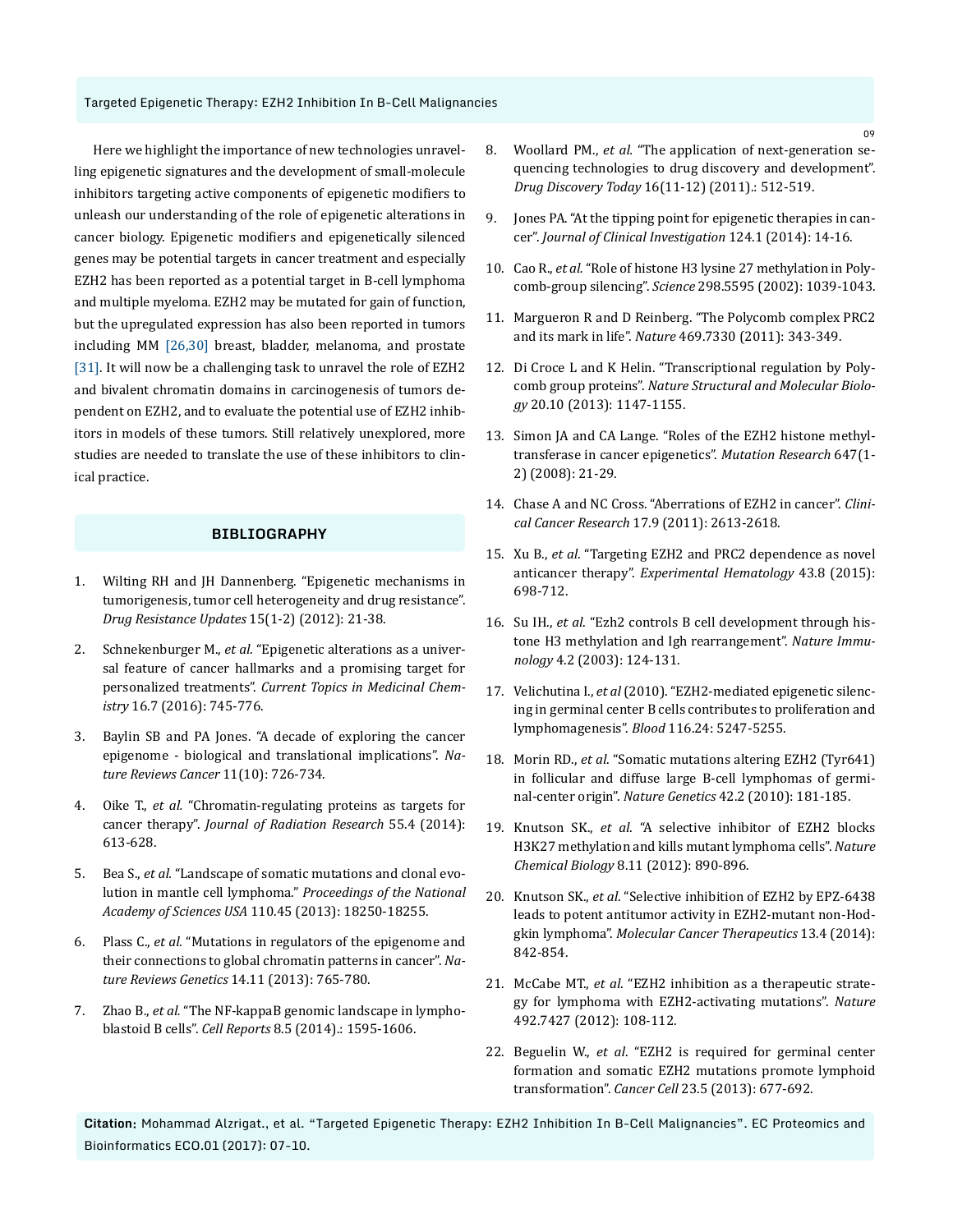Here we highlight the importance of new technologies unravelling epigenetic signatures and the development of small-molecule inhibitors targeting active components of epigenetic modifiers to unleash our understanding of the role of epigenetic alterations in cancer biology. Epigenetic modifiers and epigenetically silenced genes may be potential targets in cancer treatment and especially EZH2 has been reported as a potential target in B-cell lymphoma and multiple myeloma. EZH2 may be mutated for gain of function, but the upregulated expression has also been reported in tumors including MM [26,30] breast, bladder, melanoma, and prostate [31]. It will now be a challenging task to unravel the role of EZH2 and bivalent chromatin domains in carcinogenesis of tumors dependent on EZH2, and to evaluate the potential use of EZH2 inhibitors in models of these tumors. Still relatively unexplored, more studies are needed to translate the use of these inhibitors to clinical practice.

## BIBLIOGRAPHY

1. Wilting RH and JH Dannenberg. "Epigenetic mechanisms in tumorigenesis, tumor cell heterogeneity and drug resistance". *Drug Resistance Updates* 15(1-2) (2012): 21-38.
2. Schnekenburger M., *et al.* "Epigenetic alterations as a universal feature of cancer hallmarks and a promising target for personalized treatments". *Current Topics in Medicinal Chemistry* 16.7 (2016): 745-776.
3. Baylin SB and PA Jones. "A decade of exploring the cancer epigenome - biological and translational implications". *Nature Reviews Cancer* 11(10): 726-734.
4. Oike T., *et al.* "Chromatin-regulating proteins as targets for cancer therapy". *Journal of Radiation Research* 55.4 (2014): 613-628.
5. Bea S., *et al.* "Landscape of somatic mutations and clonal evolution in mantle cell lymphoma." *Proceedings of the National Academy of Sciences USA* 110.45 (2013): 18250-18255.
6. Plass C., *et al.* "Mutations in regulators of the epigenome and their connections to global chromatin patterns in cancer". *Nature Reviews Genetics* 14.11 (2013): 765-780.
7. Zhao B., *et al.* "The NF-kappaB genomic landscape in lymphoblastoid B cells". *Cell Reports* 8.5 (2014).: 1595-1606.
8. Woollard PM., *et al.* "The application of next-generation sequencing technologies to drug discovery and development". *Drug Discovery Today* 16(11-12) (2011).: 512-519.
9. Jones PA. "At the tipping point for epigenetic therapies in cancer". *Journal of Clinical Investigation* 124.1 (2014): 14-16.
10. Cao R., *et al.* "Role of histone H3 lysine 27 methylation in Polycomb-group silencing". *Science* 298.5595 (2002): 1039-1043.
11. Margueron R and D Reinberg. "The Polycomb complex PRC2 and its mark in life". *Nature* 469.7330 (2011): 343-349.
12. Di Croce L and K Helin. "Transcriptional regulation by Polycomb group proteins". *Nature Structural and Molecular Biology* 20.10 (2013): 1147-1155.
13. Simon JA and CA Lange. "Roles of the EZH2 histone methyltransferase in cancer epigenetics". *Mutation Research* 647(1-2) (2008): 21-29.
14. Chase A and NC Cross. "Aberrations of EZH2 in cancer". *Clinical Cancer Research* 17.9 (2011): 2613-2618.
15. Xu B., *et al*. "Targeting EZH2 and PRC2 dependence as novel anticancer therapy". *Experimental Hematology* 43.8 (2015): 698-712.
16. Su IH., *et al*. "Ezh2 controls B cell development through histone H3 methylation and Igh rearrangement". *Nature Immunology* 4.2 (2003): 124-131.
17. Velichutina I., *et al* (2010). "EZH2-mediated epigenetic silencing in germinal center B cells contributes to proliferation and lymphomagenesis". *Blood* 116.24: 5247-5255.
18. Morin RD., *et al*. "Somatic mutations altering EZH2 (Tyr641) in follicular and diffuse large B-cell lymphomas of germinal-center origin". *Nature Genetics* 42.2 (2010): 181-185.
19. Knutson SK., *et al*. "A selective inhibitor of EZH2 blocks H3K27 methylation and kills mutant lymphoma cells". *Nature Chemical Biology* 8.11 (2012): 890-896.
20. Knutson SK., *et al*. "Selective inhibition of EZH2 by EPZ-6438 leads to potent antitumor activity in EZH2-mutant non-Hodgkin lymphoma". *Molecular Cancer Therapeutics* 13.4 (2014): 842-854.
21. McCabe MT., *et al*. "EZH2 inhibition as a therapeutic strategy for lymphoma with EZH2-activating mutations". *Nature* 492.7427 (2012): 108-112.
22. Beguelin W., *et al*. "EZH2 is required for germinal center formation and somatic EZH2 mutations promote lymphoid transformation". *Cancer Cell* 23.5 (2013): 677-692.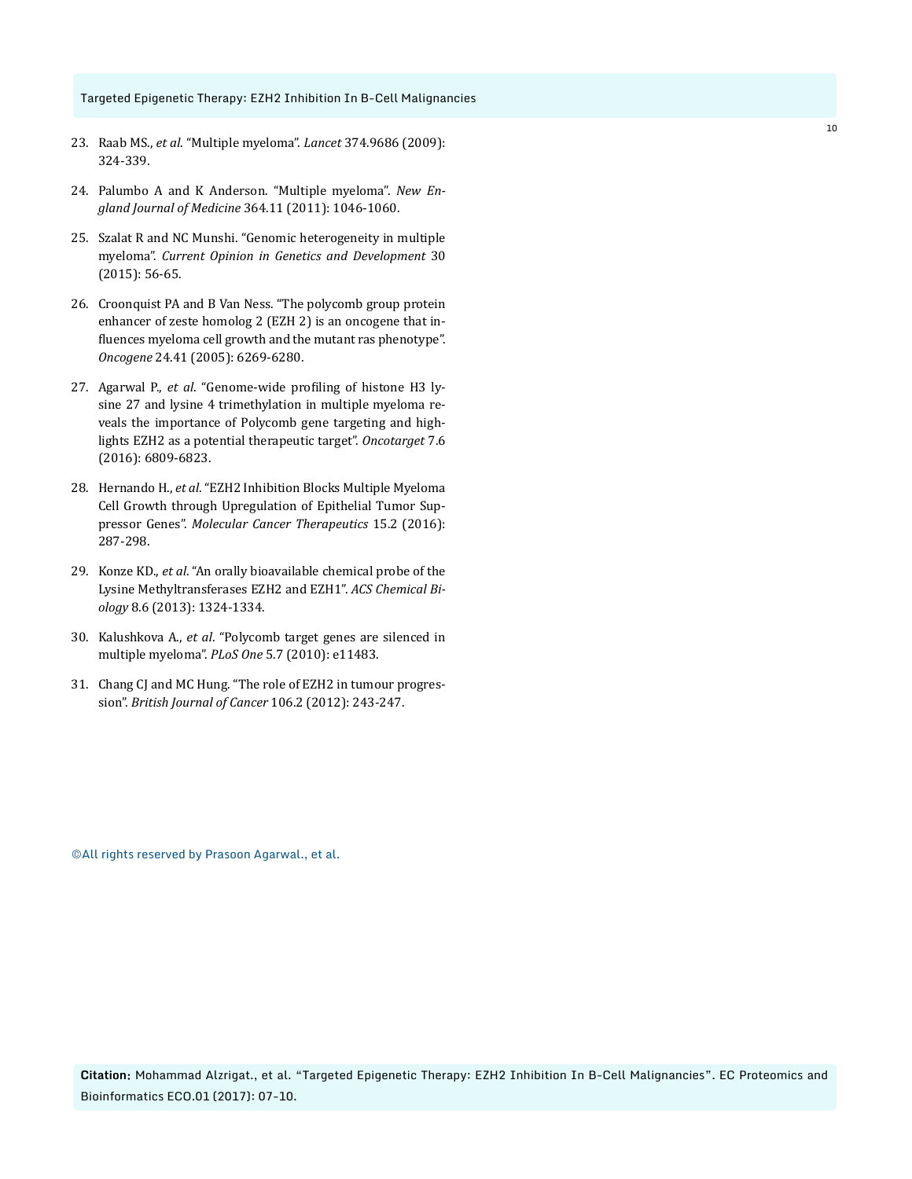23. Raab MS., *et al*. "Multiple myeloma". *Lancet* 374.9686 (2009): 324-339.

24. Palumbo A and K Anderson. "Multiple myeloma". *New England Journal of Medicine* 364.11 (2011): 1046-1060.

25. Szalat R and NC Munshi. "Genomic heterogeneity in multiple myeloma". *Current Opinion in Genetics and Development* 30 (2015): 56-65.

26. Croonquist PA and B Van Ness. "The polycomb group protein enhancer of zeste homolog 2 (EZH 2) is an oncogene that influences myeloma cell growth and the mutant ras phenotype". *Oncogene* 24.41 (2005): 6269-6280.

27. Agarwal P., *et al*. "Genome-wide profiling of histone H3 lysine 27 and lysine 4 trimethylation in multiple myeloma reveals the importance of Polycomb gene targeting and highlights EZH2 as a potential therapeutic target". *Oncotarget* 7.6 (2016): 6809-6823.

28. Hernando H., *et al*. "EZH2 Inhibition Blocks Multiple Myeloma Cell Growth through Upregulation of Epithelial Tumor Suppressor Genes". *Molecular Cancer Therapeutics* 15.2 (2016): 287-298.

29. Konze KD., *et al*. "An orally bioavailable chemical probe of the Lysine Methyltransferases EZH2 and EZH1". *ACS Chemical Biology* 8.6 (2013): 1324-1334.

30. Kalushkova A., *et al*. "Polycomb target genes are silenced in multiple myeloma". *PLoS One* 5.7 (2010): e11483.

31. Chang CJ and MC Hung. "The role of EZH2 in tumour progression". *British Journal of Cancer* 106.2 (2012): 243-247.

©All rights reserved by Prasoon Agarwal., et al.